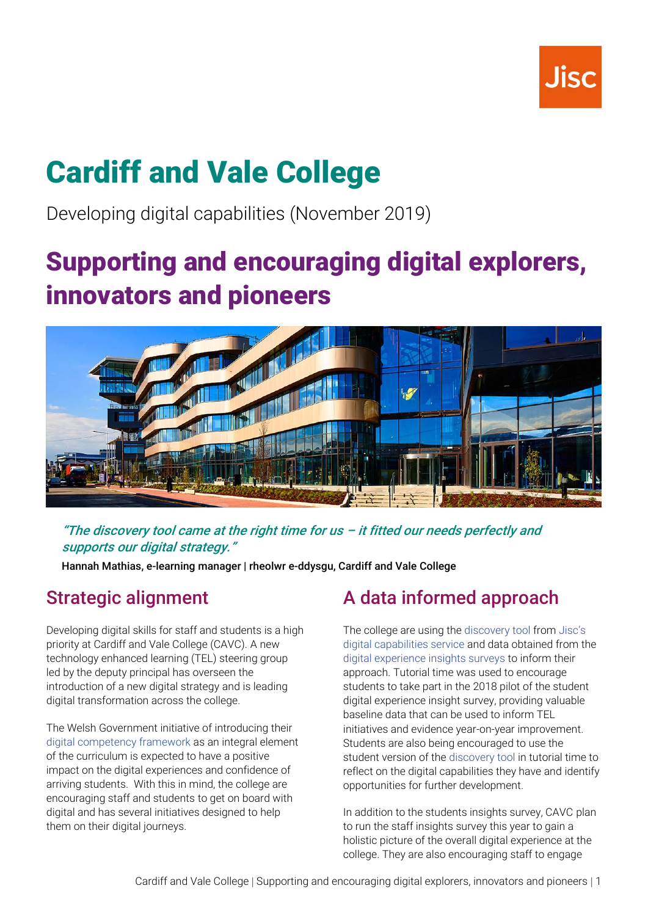# Cardiff and Vale College

Developing digital capabilities (November 2019)

## Supporting and encouraging digital explorers, innovators and pioneers

*"The discovery tool came at the right time for us – it fitted our needs perfectly and supports our digital strategy."*

Hannah Mathias, e-learning manager | rheolwr e-ddysgu, Cardiff and Vale College

## Strategic alignment

Developing digital skills for staff and students is a high priority at Cardiff and Vale College (CAVC). A new technology enhanced learning (TEL) steering group led by the deputy principal has overseen the introduction of a new digital strategy and is leading digital transformation across the college.

The Welsh Government initiative of introducing their digital competency framework as an integral element of the curriculum is expected to have a positive impact on the digital experiences and confidence of arriving students. With this in mind, the college are encouraging staff and students to get on board with digital and has several initiatives designed to help them on their digital journeys.

## A data informed approach

The college are using the discovery tool from Jisc's digital capabilities service and data obtained from the digital experience insights surveys to inform their approach. Tutorial time was used to encourage students to take part in the 2018 pilot of the student digital experience insight survey, providing valuable baseline data that can be used to inform TEL initiatives and evidence year-on-year improvement. Students are also being encouraged to use the student version of the discovery tool in tutorial time to reflect on the digital capabilities they have and identify opportunities for further development.

In addition to the students insights survey, CAVC plan to run the staff insights survey this year to gain a holistic picture of the overall digital experience at the college. They are also encouraging staff to engage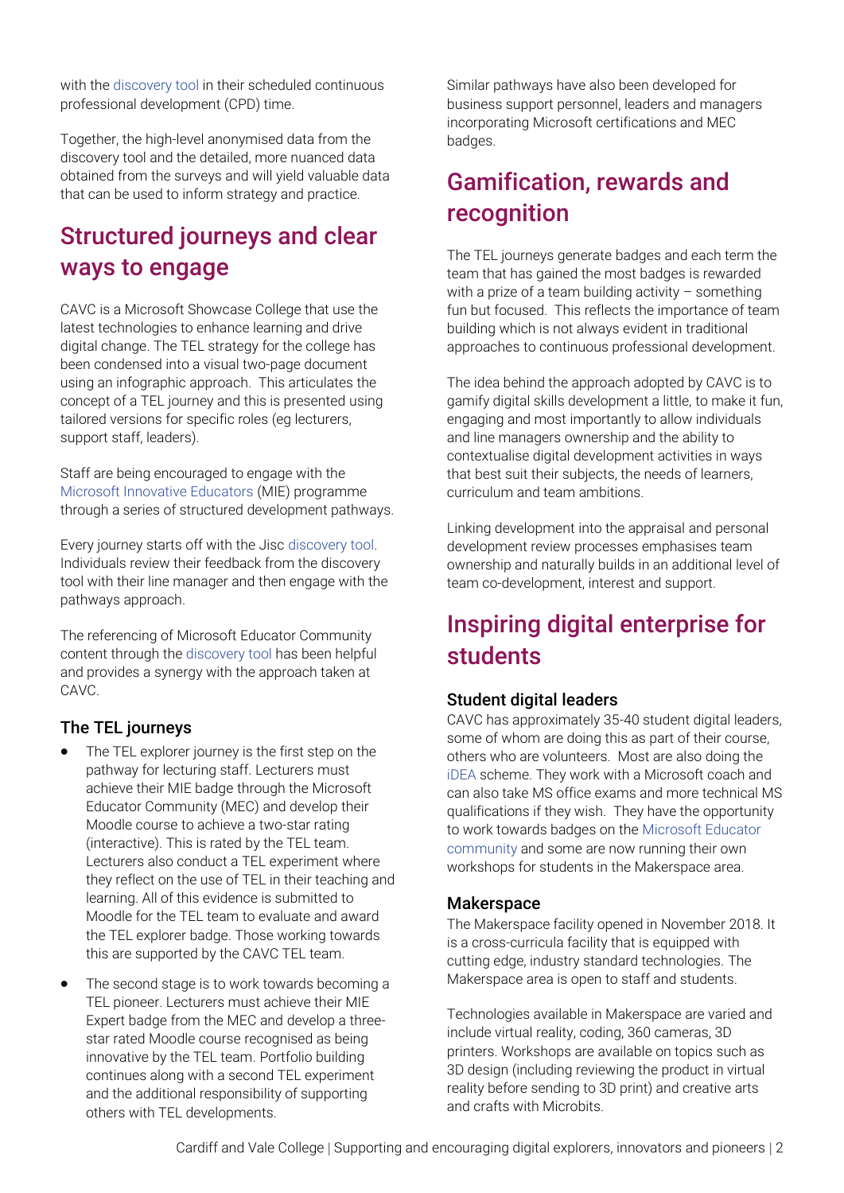with the discovery tool in their scheduled continuous professional development (CPD) time.

Together, the high-level anonymised data from the discovery tool and the detailed, more nuanced data obtained from the surveys and will yield valuable data that can be used to inform strategy and practice.

## Structured journeys and clear ways to engage

CAVC is a Microsoft Showcase College that use the latest technologies to enhance learning and drive digital change. The TEL strategy for the college has been condensed into a visual two-page document using an infographic approach. This articulates the concept of a TEL journey and this is presented using tailored versions for specific roles (eg lecturers, support staff, leaders).

Staff are being encouraged to engage with the Microsoft Innovative Educators (MIE) programme through a series of structured development pathways.

Every journey starts off with the Jisc discovery tool. Individuals review their feedback from the discovery tool with their line manager and then engage with the pathways approach.

The referencing of Microsoft Educator Community content through the discovery tool has been helpful and provides a synergy with the approach taken at CAVC.

### The TEL journeys

- The TEL explorer journey is the first step on the pathway for lecturing staff. Lecturers must achieve their MIE badge through the Microsoft Educator Community (MEC) and develop their Moodle course to achieve a two-star rating (interactive). This is rated by the TEL team. Lecturers also conduct a TEL experiment where they reflect on the use of TEL in their teaching and learning. All of this evidence is submitted to Moodle for the TEL team to evaluate and award the TEL explorer badge. Those working towards this are supported by the CAVC TEL team.
- The second stage is to work towards becoming a TEL pioneer. Lecturers must achieve their MIE Expert badge from the MEC and develop a three-star rated Moodle course recognised as being innovative by the TEL team. Portfolio building continues along with a second TEL experiment and the additional responsibility of supporting others with TEL developments.

Similar pathways have also been developed for business support personnel, leaders and managers incorporating Microsoft certifications and MEC badges.

## Gamification, rewards and recognition

The TEL journeys generate badges and each term the team that has gained the most badges is rewarded with a prize of a team building activity – something fun but focused. This reflects the importance of team building which is not always evident in traditional approaches to continuous professional development.

The idea behind the approach adopted by CAVC is to gamify digital skills development a little, to make it fun, engaging and most importantly to allow individuals and line managers ownership and the ability to contextualise digital development activities in ways that best suit their subjects, the needs of learners, curriculum and team ambitions.

Linking development into the appraisal and personal development review processes emphasises team ownership and naturally builds in an additional level of team co-development, interest and support.

## Inspiring digital enterprise for students

### Student digital leaders

CAVC has approximately 35-40 student digital leaders, some of whom are doing this as part of their course, others who are volunteers. Most are also doing the iDEA scheme. They work with a Microsoft coach and can also take MS office exams and more technical MS qualifications if they wish. They have the opportunity to work towards badges on the Microsoft Educator community and some are now running their own workshops for students in the Makerspace area.

### Makerspace

The Makerspace facility opened in November 2018. It is a cross-curricula facility that is equipped with cutting edge, industry standard technologies. The Makerspace area is open to staff and students.

Technologies available in Makerspace are varied and include virtual reality, coding, 360 cameras, 3D printers. Workshops are available on topics such as 3D design (including reviewing the product in virtual reality before sending to 3D print) and creative arts and crafts with Microbits.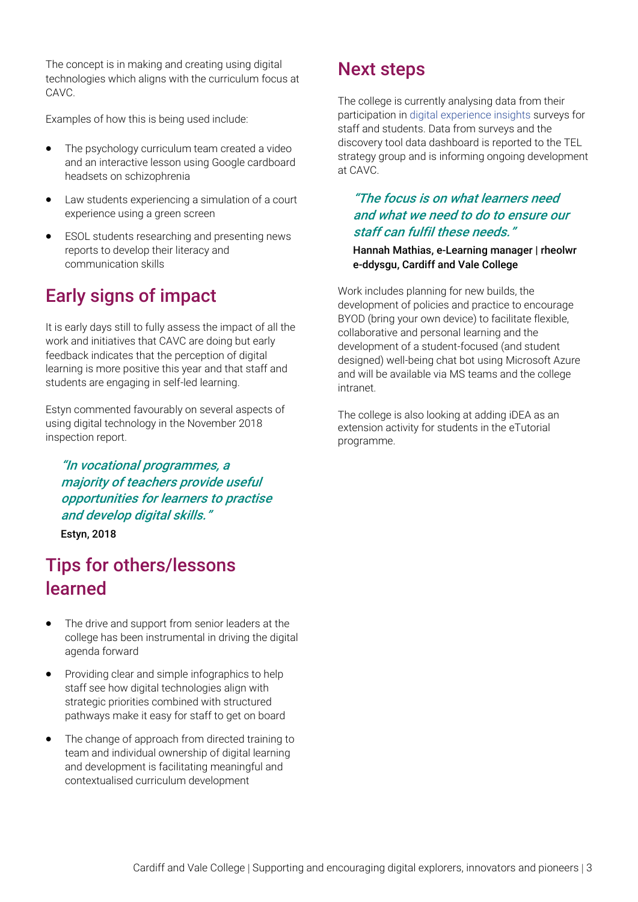The concept is in making and creating using digital technologies which aligns with the curriculum focus at CAVC.

Examples of how this is being used include:

- The psychology curriculum team created a video and an interactive lesson using Google cardboard headsets on schizophrenia
- Law students experiencing a simulation of a court experience using a green screen
- ESOL students researching and presenting news reports to develop their literacy and communication skills

## Early signs of impact

It is early days still to fully assess the impact of all the work and initiatives that CAVC are doing but early feedback indicates that the perception of digital learning is more positive this year and that staff and students are engaging in self-led learning.

Estyn commented favourably on several aspects of using digital technology in the November 2018 inspection report.

> ***"In vocational programmes, a majority of teachers provide useful opportunities for learners to practise and develop digital skills."***
>
> **Estyn, 2018**

## Tips for others/lessons learned

- The drive and support from senior leaders at the college has been instrumental in driving the digital agenda forward
- Providing clear and simple infographics to help staff see how digital technologies align with strategic priorities combined with structured pathways make it easy for staff to get on board
- The change of approach from directed training to team and individual ownership of digital learning and development is facilitating meaningful and contextualised curriculum development

## Next steps

The college is currently analysing data from their participation in digital experience insights surveys for staff and students. Data from surveys and the discovery tool data dashboard is reported to the TEL strategy group and is informing ongoing development at CAVC.

> ***"The focus is on what learners need and what we need to do to ensure our staff can fulfil these needs."***
>
> **Hannah Mathias, e-Learning manager | rheolwr e-ddysgu, Cardiff and Vale College**

Work includes planning for new builds, the development of policies and practice to encourage BYOD (bring your own device) to facilitate flexible, collaborative and personal learning and the development of a student-focused (and student designed) well-being chat bot using Microsoft Azure and will be available via MS teams and the college intranet.

The college is also looking at adding iDEA as an extension activity for students in the eTutorial programme.